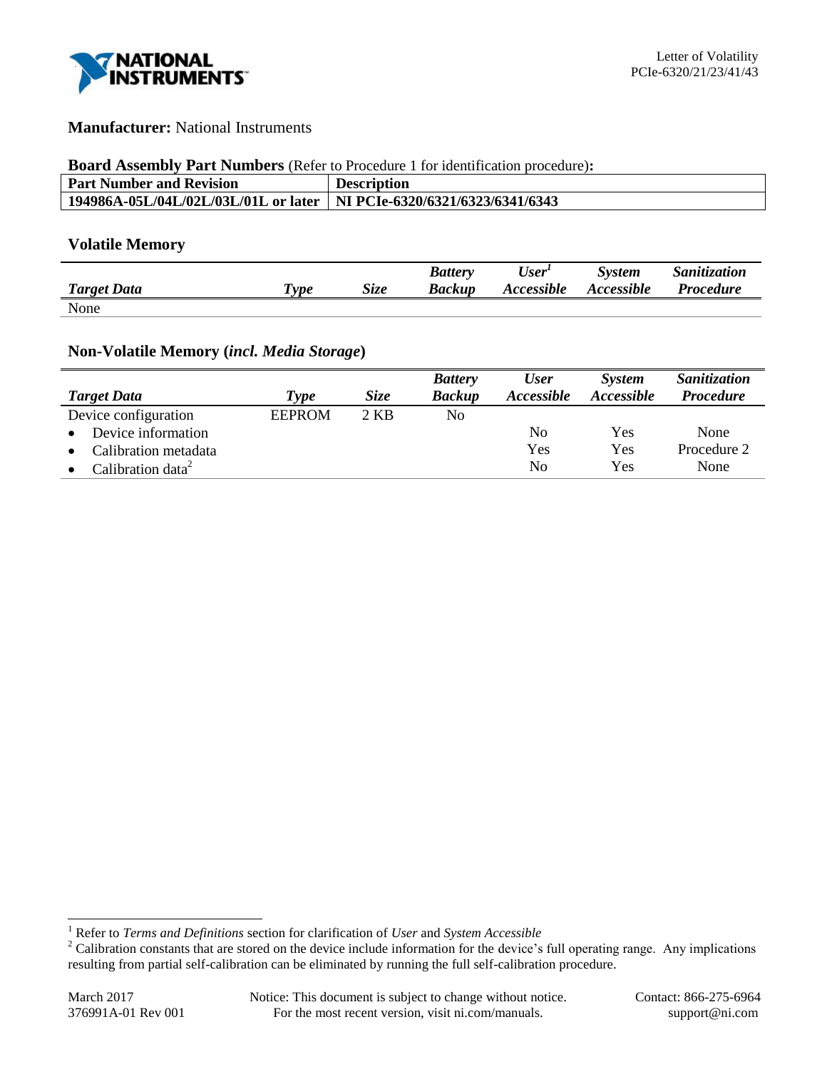**Manufacturer:** National Instruments

**Board Assembly Part Numbers** (Refer to Procedure 1 for identification procedure)**:**

| Part Number and Revision | Description |
|---|---|
| **194986A-05L/04L/02L/03L/01L or later** | **NI PCIe-6320/6321/6323/6341/6343** |

## Volatile Memory

| *Target Data* | *Type* | *Size* | *Battery Backup* | *User Accessible*[1] | *System Accessible* | *Sanitization Procedure* |
|---|---|---|---|---|---|---|
| None | | | | | | |

## Non-Volatile Memory (*incl. Media Storage*)

| *Target Data* | *Type* | *Size* | *Battery Backup* | *User Accessible* | *System Accessible* | *Sanitization Procedure* |
|---|---|---|---|---|---|---|
| Device configuration | EEPROM | 2 KB | No | | | |
| • Device information | | | | No | Yes | None |
| • Calibration metadata | | | | Yes | Yes | Procedure 2 |
| • Calibration data[2] | | | | No | Yes | None |

[1] Refer to *Terms and Definitions* section for clarification of *User* and *System Accessible*

[2] Calibration constants that are stored on the device include information for the device's full operating range. Any implications resulting from partial self-calibration can be eliminated by running the full self-calibration procedure.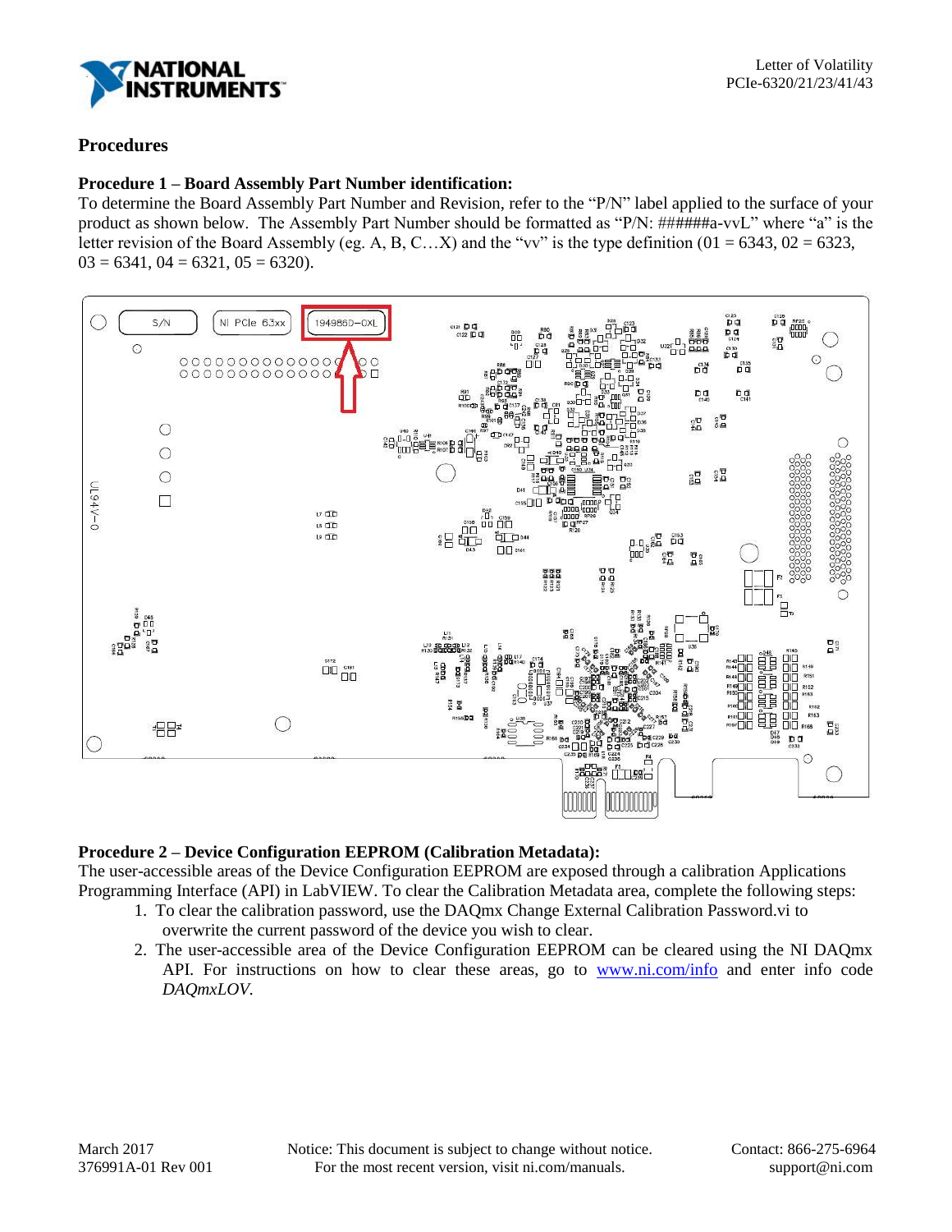## Procedures

### Procedure 1 – Board Assembly Part Number identification:

To determine the Board Assembly Part Number and Revision, refer to the "P/N" label applied to the surface of your product as shown below. The Assembly Part Number should be formatted as "P/N: ######a-vvL" where "a" is the letter revision of the Board Assembly (eg. A, B, C…X) and the "vv" is the type definition (01 = 6343, 02 = 6323, 03 = 6341, 04 = 6321, 05 = 6320).

### Procedure 2 – Device Configuration EEPROM (Calibration Metadata):

The user-accessible areas of the Device Configuration EEPROM are exposed through a calibration Applications Programming Interface (API) in LabVIEW. To clear the Calibration Metadata area, complete the following steps:

1. To clear the calibration password, use the DAQmx Change External Calibration Password.vi to overwrite the current password of the device you wish to clear.
2. The user-accessible area of the Device Configuration EEPROM can be cleared using the NI DAQmx API. For instructions on how to clear these areas, go to www.ni.com/info and enter info code *DAQmxLOV.*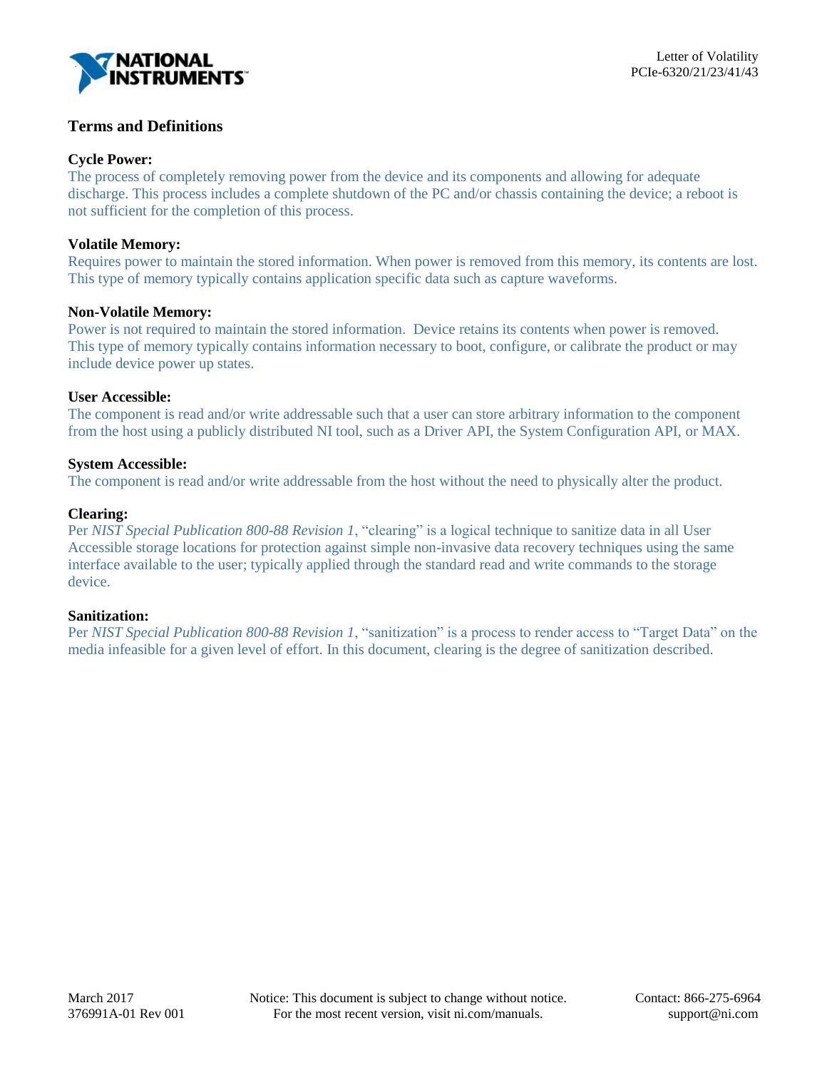## Terms and Definitions

**Cycle Power:**
The process of completely removing power from the device and its components and allowing for adequate discharge. This process includes a complete shutdown of the PC and/or chassis containing the device; a reboot is not sufficient for the completion of this process.

**Volatile Memory:**
Requires power to maintain the stored information. When power is removed from this memory, its contents are lost. This type of memory typically contains application specific data such as capture waveforms.

**Non-Volatile Memory:**
Power is not required to maintain the stored information. Device retains its contents when power is removed. This type of memory typically contains information necessary to boot, configure, or calibrate the product or may include device power up states.

**User Accessible:**
The component is read and/or write addressable such that a user can store arbitrary information to the component from the host using a publicly distributed NI tool, such as a Driver API, the System Configuration API, or MAX.

**System Accessible:**
The component is read and/or write addressable from the host without the need to physically alter the product.

**Clearing:**
Per *NIST Special Publication 800-88 Revision 1*, "clearing" is a logical technique to sanitize data in all User Accessible storage locations for protection against simple non-invasive data recovery techniques using the same interface available to the user; typically applied through the standard read and write commands to the storage device.

**Sanitization:**
Per *NIST Special Publication 800-88 Revision 1*, "sanitization" is a process to render access to "Target Data" on the media infeasible for a given level of effort. In this document, clearing is the degree of sanitization described.